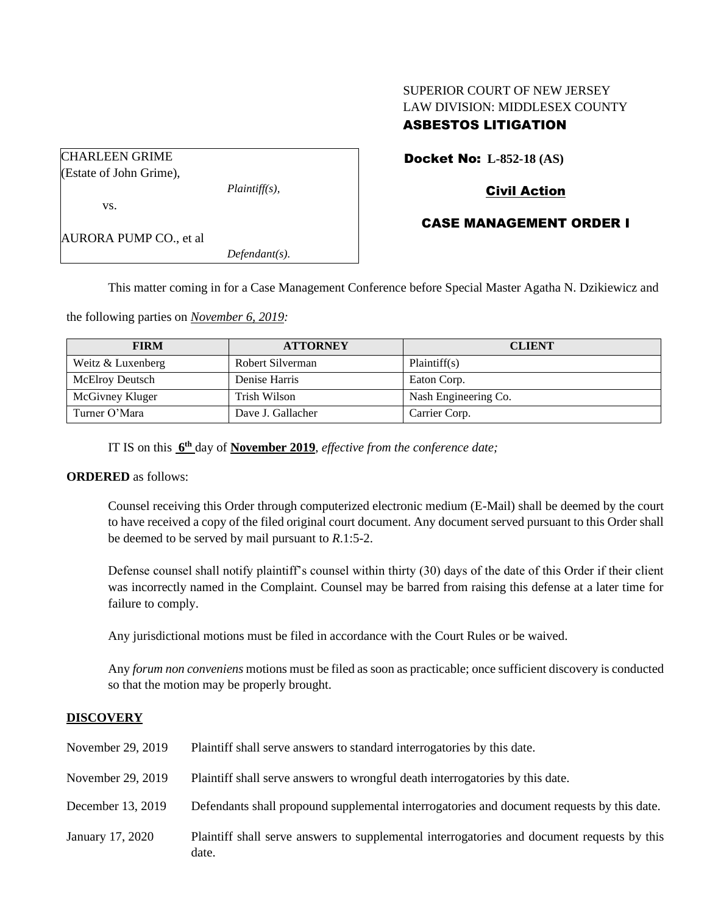SUPERIOR COURT OF NEW JERSEY
LAW DIVISION: MIDDLESEX COUNTY
**ASBESTOS LITIGATION**

CHARLEEN GRIME
(Estate of John Grime),
*Plaintiff(s),*
vs.
AURORA PUMP CO., et al
*Defendant(s).*

**Docket No: L-852-18 (AS)**

**Civil Action**

**CASE MANAGEMENT ORDER I**

This matter coming in for a Case Management Conference before Special Master Agatha N. Dzikiewicz and the following parties on *November 6, 2019:*

| FIRM | ATTORNEY | CLIENT |
|---|---|---|
| Weitz & Luxenberg | Robert Silverman | Plaintiff(s) |
| McElroy Deutsch | Denise Harris | Eaton Corp. |
| McGivney Kluger | Trish Wilson | Nash Engineering Co. |
| Turner O'Mara | Dave J. Gallacher | Carrier Corp. |

IT IS on this **6th** day of **November 2019**, *effective from the conference date;*

**ORDERED** as follows:

Counsel receiving this Order through computerized electronic medium (E-Mail) shall be deemed by the court to have received a copy of the filed original court document. Any document served pursuant to this Order shall be deemed to be served by mail pursuant to *R*.1:5-2.

Defense counsel shall notify plaintiff's counsel within thirty (30) days of the date of this Order if their client was incorrectly named in the Complaint. Counsel may be barred from raising this defense at a later time for failure to comply.

Any jurisdictional motions must be filed in accordance with the Court Rules or be waived.

Any *forum non conveniens* motions must be filed as soon as practicable; once sufficient discovery is conducted so that the motion may be properly brought.

## DISCOVERY

November 29, 2019 — Plaintiff shall serve answers to standard interrogatories by this date.

November 29, 2019 — Plaintiff shall serve answers to wrongful death interrogatories by this date.

December 13, 2019 — Defendants shall propound supplemental interrogatories and document requests by this date.

January 17, 2020 — Plaintiff shall serve answers to supplemental interrogatories and document requests by this date.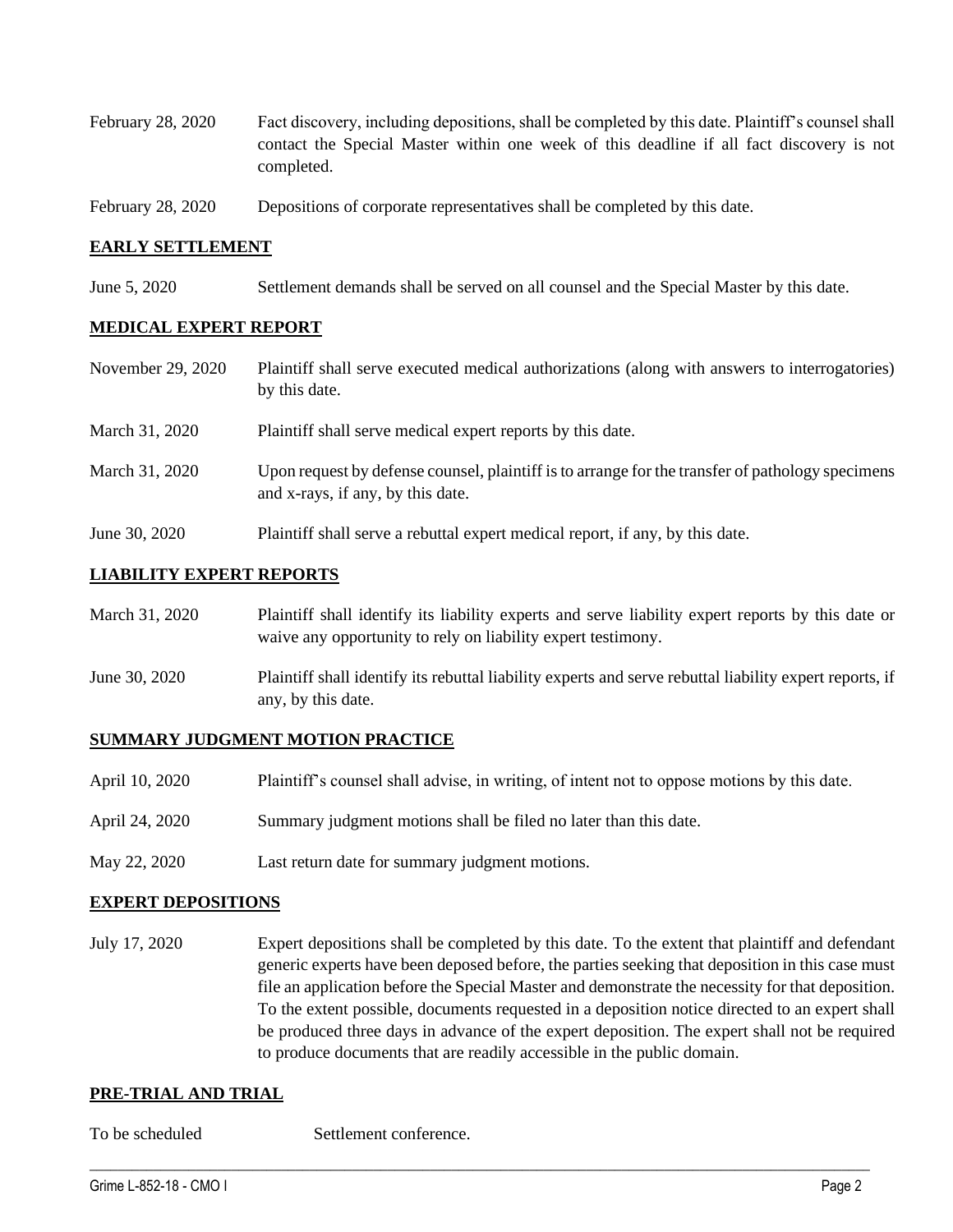| | |
|---|---|
| February 28, 2020 | Fact discovery, including depositions, shall be completed by this date. Plaintiff's counsel shall contact the Special Master within one week of this deadline if all fact discovery is not completed. |
| February 28, 2020 | Depositions of corporate representatives shall be completed by this date. |

## EARLY SETTLEMENT

| | |
|---|---|
| June 5, 2020 | Settlement demands shall be served on all counsel and the Special Master by this date. |

## MEDICAL EXPERT REPORT

| | |
|---|---|
| November 29, 2020 | Plaintiff shall serve executed medical authorizations (along with answers to interrogatories) by this date. |
| March 31, 2020 | Plaintiff shall serve medical expert reports by this date. |
| March 31, 2020 | Upon request by defense counsel, plaintiff is to arrange for the transfer of pathology specimens and x-rays, if any, by this date. |
| June 30, 2020 | Plaintiff shall serve a rebuttal expert medical report, if any, by this date. |

## LIABILITY EXPERT REPORTS

| | |
|---|---|
| March 31, 2020 | Plaintiff shall identify its liability experts and serve liability expert reports by this date or waive any opportunity to rely on liability expert testimony. |
| June 30, 2020 | Plaintiff shall identify its rebuttal liability experts and serve rebuttal liability expert reports, if any, by this date. |

## SUMMARY JUDGMENT MOTION PRACTICE

| | |
|---|---|
| April 10, 2020 | Plaintiff's counsel shall advise, in writing, of intent not to oppose motions by this date. |
| April 24, 2020 | Summary judgment motions shall be filed no later than this date. |
| May 22, 2020 | Last return date for summary judgment motions. |

## EXPERT DEPOSITIONS

| | |
|---|---|
| July 17, 2020 | Expert depositions shall be completed by this date. To the extent that plaintiff and defendant generic experts have been deposed before, the parties seeking that deposition in this case must file an application before the Special Master and demonstrate the necessity for that deposition. To the extent possible, documents requested in a deposition notice directed to an expert shall be produced three days in advance of the expert deposition. The expert shall not be required to produce documents that are readily accessible in the public domain. |

## PRE-TRIAL AND TRIAL

| | |
|---|---|
| To be scheduled | Settlement conference. |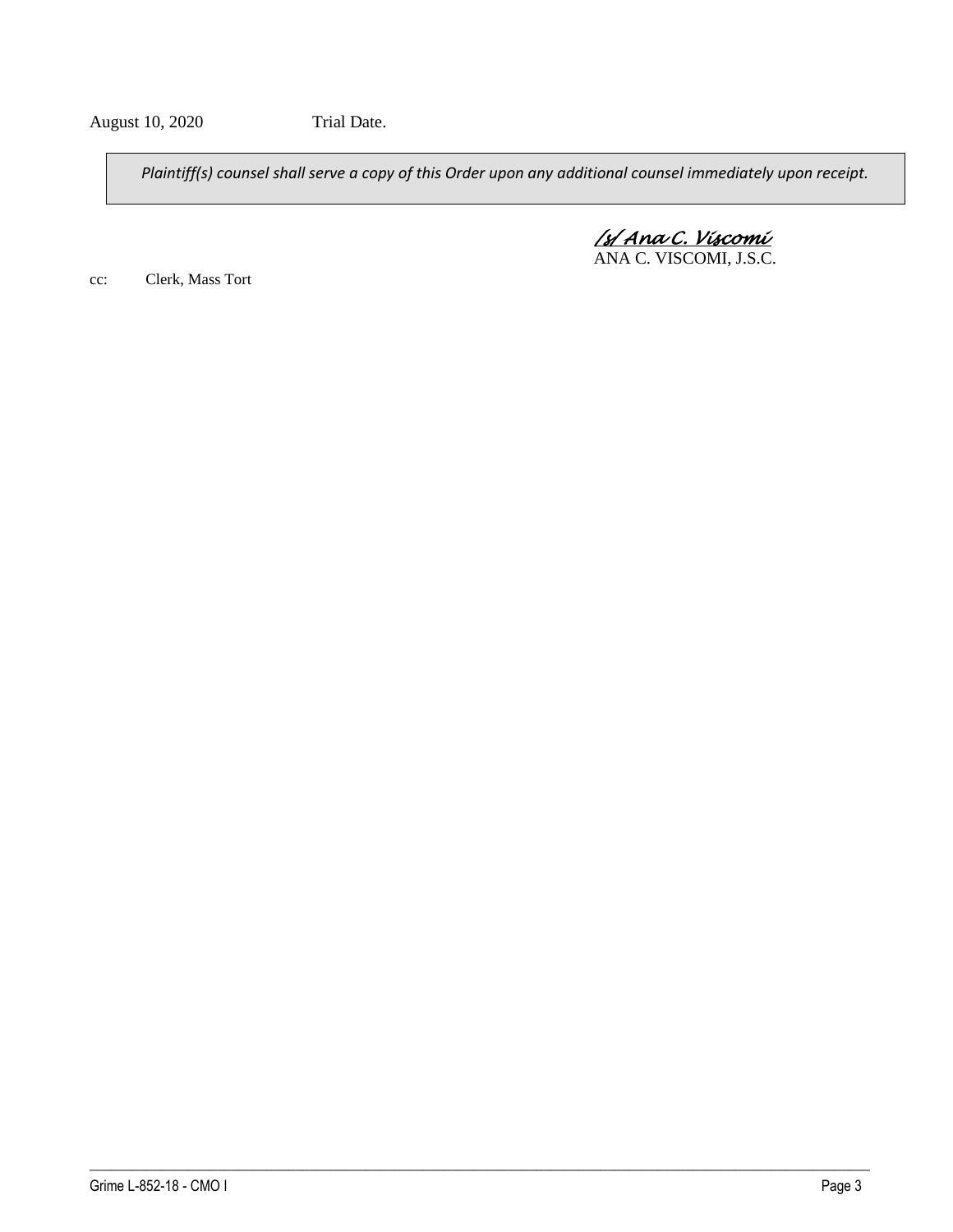| | |
|---|---|
| August 10, 2020 | Trial Date. |

*Plaintiff(s) counsel shall serve a copy of this Order upon any additional counsel immediately upon receipt.*

*/s/ Ana C. Viscomi*
ANA C. VISCOMI, J.S.C.

cc: Clerk, Mass Tort